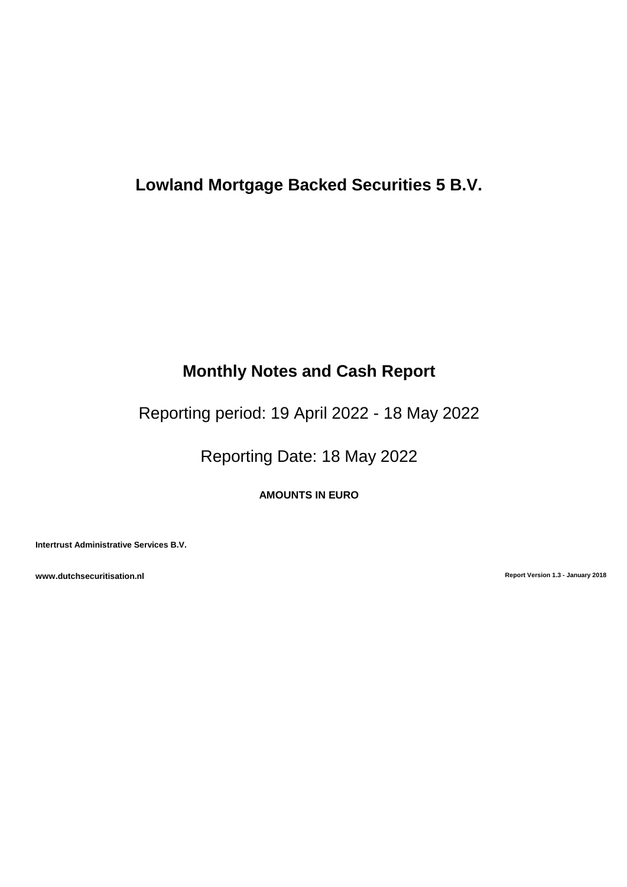# Lowland Mortgage Backed Securities 5 B.V.

## Monthly Notes and Cash Report

Reporting period: 19 April 2022 - 18 May 2022

Reporting Date: 18 May 2022

**AMOUNTS IN EURO**

**Intertrust Administrative Services B.V.**

**www.dutchsecuritisation.nl**

**Report Version 1.3 - January 2018**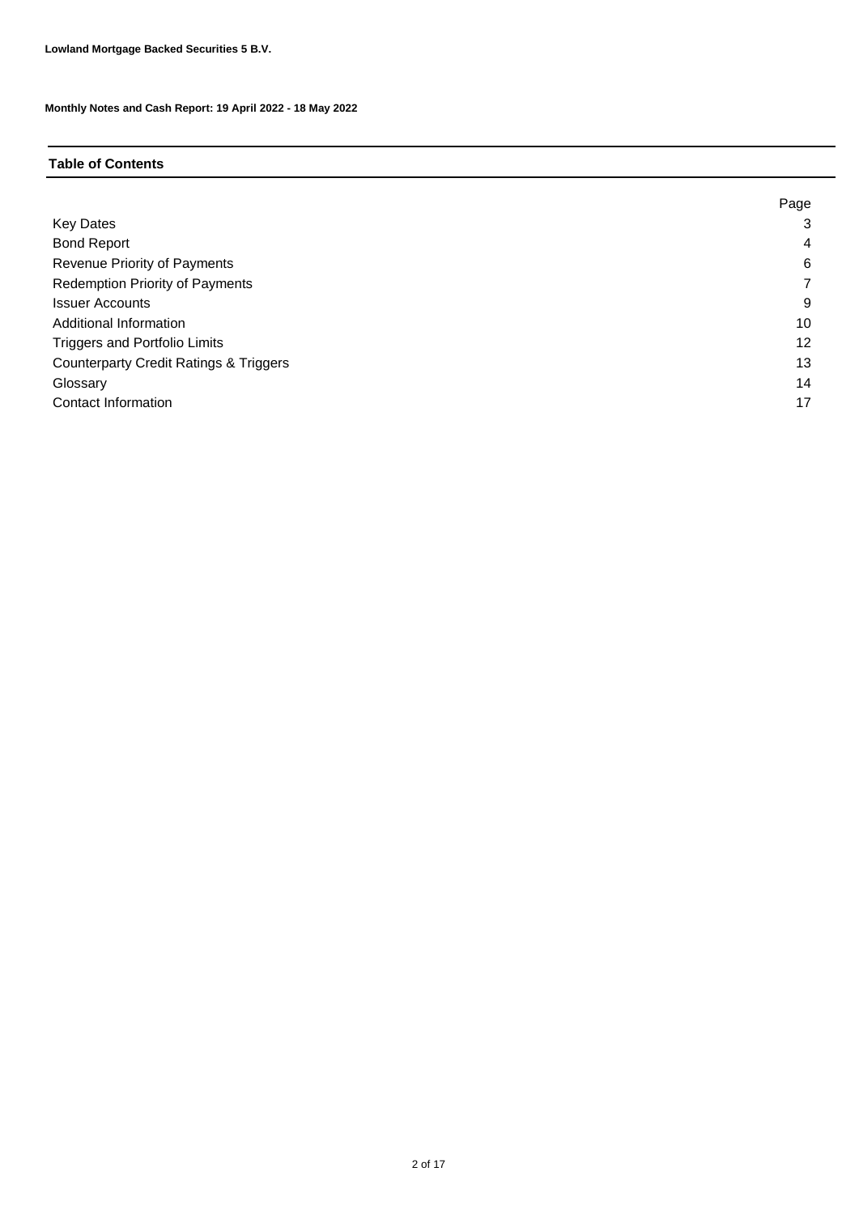**Lowland Mortgage Backed Securities 5 B.V.**

**Monthly Notes and Cash Report: 19 April 2022 - 18 May 2022**

## Table of Contents

| | Page |
|---|---|
| Key Dates | 3 |
| Bond Report | 4 |
| Revenue Priority of Payments | 6 |
| Redemption Priority of Payments | 7 |
| Issuer Accounts | 9 |
| Additional Information | 10 |
| Triggers and Portfolio Limits | 12 |
| Counterparty Credit Ratings & Triggers | 13 |
| Glossary | 14 |
| Contact Information | 17 |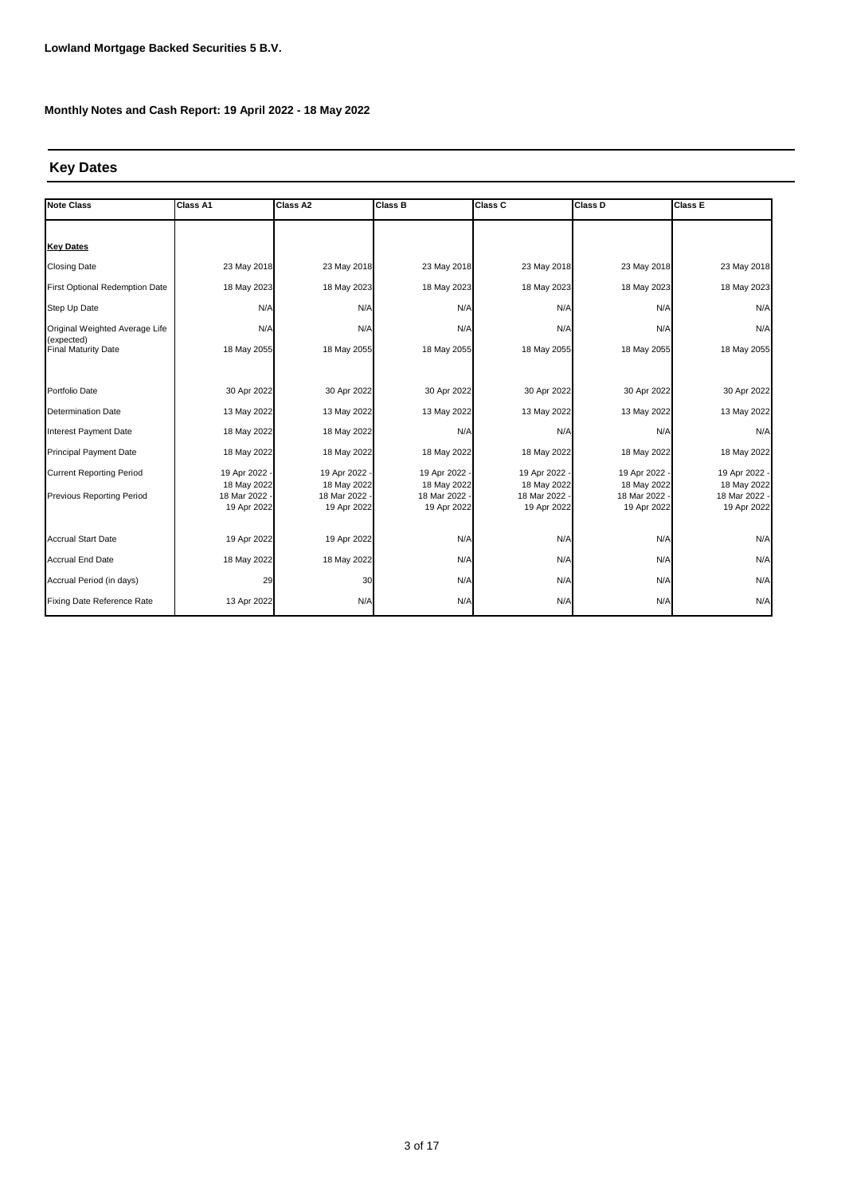**Lowland Mortgage Backed Securities 5 B.V.**

**Monthly Notes and Cash Report: 19 April 2022 - 18 May 2022**

## Key Dates

| Note Class | Class A1 | Class A2 | Class B | Class C | Class D | Class E |
|---|---|---|---|---|---|---|
| **Key Dates** | | | | | | |
| Closing Date | 23 May 2018 | 23 May 2018 | 23 May 2018 | 23 May 2018 | 23 May 2018 | 23 May 2018 |
| First Optional Redemption Date | 18 May 2023 | 18 May 2023 | 18 May 2023 | 18 May 2023 | 18 May 2023 | 18 May 2023 |
| Step Up Date | N/A | N/A | N/A | N/A | N/A | N/A |
| Original Weighted Average Life (expected) | N/A | N/A | N/A | N/A | N/A | N/A |
| Final Maturity Date | 18 May 2055 | 18 May 2055 | 18 May 2055 | 18 May 2055 | 18 May 2055 | 18 May 2055 |
| Portfolio Date | 30 Apr 2022 | 30 Apr 2022 | 30 Apr 2022 | 30 Apr 2022 | 30 Apr 2022 | 30 Apr 2022 |
| Determination Date | 13 May 2022 | 13 May 2022 | 13 May 2022 | 13 May 2022 | 13 May 2022 | 13 May 2022 |
| Interest Payment Date | 18 May 2022 | 18 May 2022 | N/A | N/A | N/A | N/A |
| Principal Payment Date | 18 May 2022 | 18 May 2022 | 18 May 2022 | 18 May 2022 | 18 May 2022 | 18 May 2022 |
| Current Reporting Period | 19 Apr 2022 - 18 May 2022 | 19 Apr 2022 - 18 May 2022 | 19 Apr 2022 - 18 May 2022 | 19 Apr 2022 - 18 May 2022 | 19 Apr 2022 - 18 May 2022 | 19 Apr 2022 - 18 May 2022 |
| Previous Reporting Period | 18 Mar 2022 - 19 Apr 2022 | 18 Mar 2022 - 19 Apr 2022 | 18 Mar 2022 - 19 Apr 2022 | 18 Mar 2022 - 19 Apr 2022 | 18 Mar 2022 - 19 Apr 2022 | 18 Mar 2022 - 19 Apr 2022 |
| Accrual Start Date | 19 Apr 2022 | 19 Apr 2022 | N/A | N/A | N/A | N/A |
| Accrual End Date | 18 May 2022 | 18 May 2022 | N/A | N/A | N/A | N/A |
| Accrual Period (in days) | 29 | 30 | N/A | N/A | N/A | N/A |
| Fixing Date Reference Rate | 13 Apr 2022 | N/A | N/A | N/A | N/A | N/A |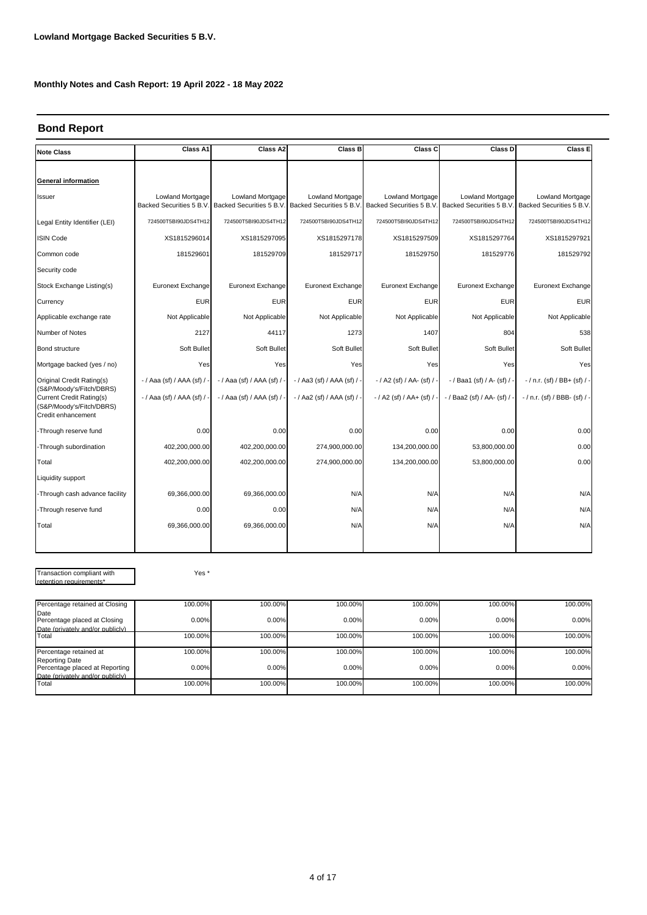**Lowland Mortgage Backed Securities 5 B.V.**

**Monthly Notes and Cash Report: 19 April 2022 - 18 May 2022**

## Bond Report

| Note Class | Class A1 | Class A2 | Class B | Class C | Class D | Class E |
|---|---|---|---|---|---|---|
| **General information** | | | | | | |
| Issuer | Lowland Mortgage Backed Securities 5 B.V. | Lowland Mortgage Backed Securities 5 B.V. | Lowland Mortgage Backed Securities 5 B.V. | Lowland Mortgage Backed Securities 5 B.V. | Lowland Mortgage Backed Securities 5 B.V. | Lowland Mortgage Backed Securities 5 B.V. |
| Legal Entity Identifier (LEI) | 724500T5BI90JDS4TH12 | 724500T5BI90JDS4TH12 | 724500T5BI90JDS4TH12 | 724500T5BI90JDS4TH12 | 724500T5BI90JDS4TH12 | 724500T5BI90JDS4TH12 |
| ISIN Code | XS1815296014 | XS1815297095 | XS1815297178 | XS1815297509 | XS1815297764 | XS1815297921 |
| Common code | 181529601 | 181529709 | 181529717 | 181529750 | 181529776 | 181529792 |
| Security code | | | | | | |
| Stock Exchange Listing(s) | Euronext Exchange | Euronext Exchange | Euronext Exchange | Euronext Exchange | Euronext Exchange | Euronext Exchange |
| Currency | EUR | EUR | EUR | EUR | EUR | EUR |
| Applicable exchange rate | Not Applicable | Not Applicable | Not Applicable | Not Applicable | Not Applicable | Not Applicable |
| Number of Notes | 2127 | 44117 | 1273 | 1407 | 804 | 538 |
| Bond structure | Soft Bullet | Soft Bullet | Soft Bullet | Soft Bullet | Soft Bullet | Soft Bullet |
| Mortgage backed (yes / no) | Yes | Yes | Yes | Yes | Yes | Yes |
| Original Credit Rating(s) (S&P/Moody's/Fitch/DBRS) | - / Aaa (sf) / AAA (sf) / - | - / Aaa (sf) / AAA (sf) / - | - / Aa3 (sf) / AAA (sf) / - | - / A2 (sf) / AA- (sf) / - | - / Baa1 (sf) / A- (sf) / - | - / n.r. (sf) / BB+ (sf) / - |
| Current Credit Rating(s) (S&P/Moody's/Fitch/DBRS) | - / Aaa (sf) / AAA (sf) / - | - / Aaa (sf) / AAA (sf) / - | - / Aa2 (sf) / AAA (sf) / - | - / A2 (sf) / AA+ (sf) / - | - / Baa2 (sf) / AA- (sf) / - | - / n.r. (sf) / BBB- (sf) / - |
| Credit enhancement | | | | | | |
| -Through reserve fund | 0.00 | 0.00 | 0.00 | 0.00 | 0.00 | 0.00 |
| -Through subordination | 402,200,000.00 | 402,200,000.00 | 274,900,000.00 | 134,200,000.00 | 53,800,000.00 | 0.00 |
| Total | 402,200,000.00 | 402,200,000.00 | 274,900,000.00 | 134,200,000.00 | 53,800,000.00 | 0.00 |
| Liquidity support | | | | | | |
| -Through cash advance facility | 69,366,000.00 | 69,366,000.00 | N/A | N/A | N/A | N/A |
| -Through reserve fund | 0.00 | 0.00 | N/A | N/A | N/A | N/A |
| Total | 69,366,000.00 | 69,366,000.00 | N/A | N/A | N/A | N/A |

| Transaction compliant with retention requirements* | Yes * |
|---|---|

| | | | | | | |
|---|---|---|---|---|---|---|
| Percentage retained at Closing Date | 100.00% | 100.00% | 100.00% | 100.00% | 100.00% | 100.00% |
| Percentage placed at Closing Date (privately and/or publicly) | 0.00% | 0.00% | 0.00% | 0.00% | 0.00% | 0.00% |
| Total | 100.00% | 100.00% | 100.00% | 100.00% | 100.00% | 100.00% |
| Percentage retained at Reporting Date | 100.00% | 100.00% | 100.00% | 100.00% | 100.00% | 100.00% |
| Percentage placed at Reporting Date (privately and/or publicly) | 0.00% | 0.00% | 0.00% | 0.00% | 0.00% | 0.00% |
| Total | 100.00% | 100.00% | 100.00% | 100.00% | 100.00% | 100.00% |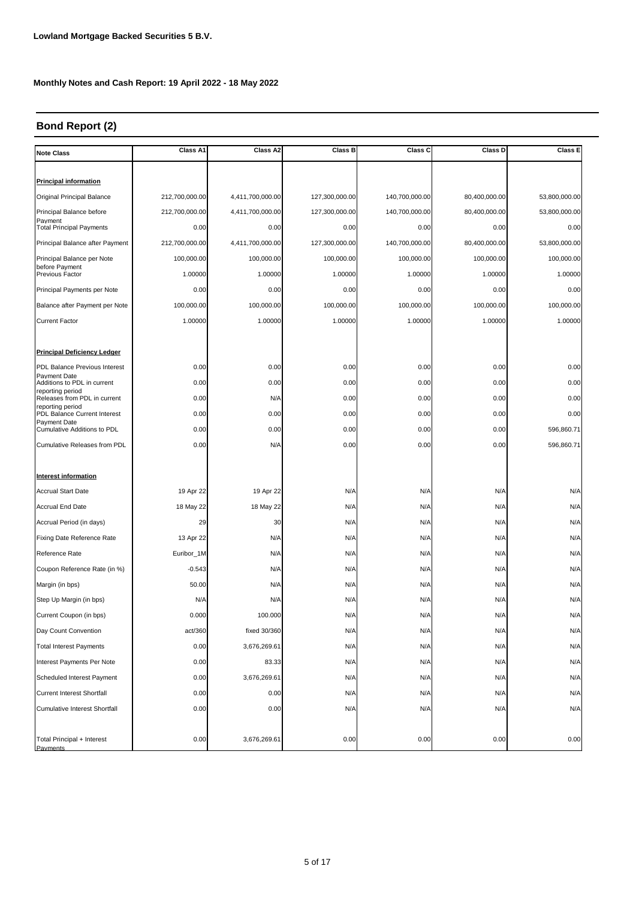**Lowland Mortgage Backed Securities 5 B.V.**

**Monthly Notes and Cash Report: 19 April 2022 - 18 May 2022**

## Bond Report (2)

| Note Class | Class A1 | Class A2 | Class B | Class C | Class D | Class E |
|---|---|---|---|---|---|---|
| **Principal information** | | | | | | |
| Original Principal Balance | 212,700,000.00 | 4,411,700,000.00 | 127,300,000.00 | 140,700,000.00 | 80,400,000.00 | 53,800,000.00 |
| Principal Balance before Payment | 212,700,000.00 | 4,411,700,000.00 | 127,300,000.00 | 140,700,000.00 | 80,400,000.00 | 53,800,000.00 |
| Total Principal Payments | 0.00 | 0.00 | 0.00 | 0.00 | 0.00 | 0.00 |
| Principal Balance after Payment | 212,700,000.00 | 4,411,700,000.00 | 127,300,000.00 | 140,700,000.00 | 80,400,000.00 | 53,800,000.00 |
| Principal Balance per Note before Payment | 100,000.00 | 100,000.00 | 100,000.00 | 100,000.00 | 100,000.00 | 100,000.00 |
| Previous Factor | 1.00000 | 1.00000 | 1.00000 | 1.00000 | 1.00000 | 1.00000 |
| Principal Payments per Note | 0.00 | 0.00 | 0.00 | 0.00 | 0.00 | 0.00 |
| Balance after Payment per Note | 100,000.00 | 100,000.00 | 100,000.00 | 100,000.00 | 100,000.00 | 100,000.00 |
| Current Factor | 1.00000 | 1.00000 | 1.00000 | 1.00000 | 1.00000 | 1.00000 |
| **Principal Deficiency Ledger** | | | | | | |
| PDL Balance Previous Interest Payment Date | 0.00 | 0.00 | 0.00 | 0.00 | 0.00 | 0.00 |
| Additions to PDL in current reporting period | 0.00 | 0.00 | 0.00 | 0.00 | 0.00 | 0.00 |
| Releases from PDL in current reporting period | 0.00 | N/A | 0.00 | 0.00 | 0.00 | 0.00 |
| PDL Balance Current Interest Payment Date | 0.00 | 0.00 | 0.00 | 0.00 | 0.00 | 0.00 |
| Cumulative Additions to PDL | 0.00 | 0.00 | 0.00 | 0.00 | 0.00 | 596,860.71 |
| Cumulative Releases from PDL | 0.00 | N/A | 0.00 | 0.00 | 0.00 | 596,860.71 |
| **Interest information** | | | | | | |
| Accrual Start Date | 19 Apr 22 | 19 Apr 22 | N/A | N/A | N/A | N/A |
| Accrual End Date | 18 May 22 | 18 May 22 | N/A | N/A | N/A | N/A |
| Accrual Period (in days) | 29 | 30 | N/A | N/A | N/A | N/A |
| Fixing Date Reference Rate | 13 Apr 22 | N/A | N/A | N/A | N/A | N/A |
| Reference Rate | Euribor_1M | N/A | N/A | N/A | N/A | N/A |
| Coupon Reference Rate (in %) | -0.543 | N/A | N/A | N/A | N/A | N/A |
| Margin (in bps) | 50.00 | N/A | N/A | N/A | N/A | N/A |
| Step Up Margin (in bps) | N/A | N/A | N/A | N/A | N/A | N/A |
| Current Coupon (in bps) | 0.000 | 100.000 | N/A | N/A | N/A | N/A |
| Day Count Convention | act/360 | fixed 30/360 | N/A | N/A | N/A | N/A |
| Total Interest Payments | 0.00 | 3,676,269.61 | N/A | N/A | N/A | N/A |
| Interest Payments Per Note | 0.00 | 83.33 | N/A | N/A | N/A | N/A |
| Scheduled Interest Payment | 0.00 | 3,676,269.61 | N/A | N/A | N/A | N/A |
| Current Interest Shortfall | 0.00 | 0.00 | N/A | N/A | N/A | N/A |
| Cumulative Interest Shortfall | 0.00 | 0.00 | N/A | N/A | N/A | N/A |
| Total Principal + Interest Payments | 0.00 | 3,676,269.61 | 0.00 | 0.00 | 0.00 | 0.00 |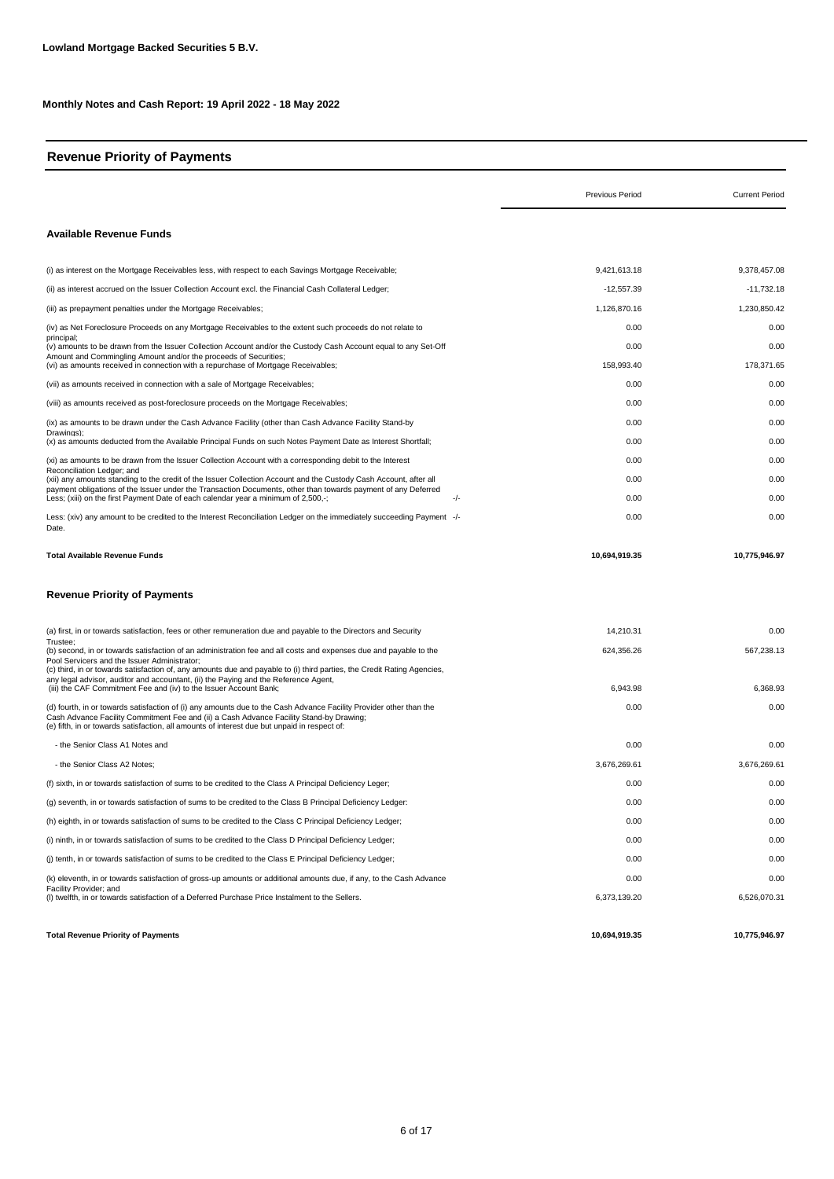**Lowland Mortgage Backed Securities 5 B.V.**

**Monthly Notes and Cash Report: 19 April 2022 - 18 May 2022**

## Revenue Priority of Payments

| | Previous Period | Current Period |
|---|---|---|
| **Available Revenue Funds** | | |
| (i) as interest on the Mortgage Receivables less, with respect to each Savings Mortgage Receivable; | 9,421,613.18 | 9,378,457.08 |
| (ii) as interest accrued on the Issuer Collection Account excl. the Financial Cash Collateral Ledger; | -12,557.39 | -11,732.18 |
| (iii) as prepayment penalties under the Mortgage Receivables; | 1,126,870.16 | 1,230,850.42 |
| (iv) as Net Foreclosure Proceeds on any Mortgage Receivables to the extent such proceeds do not relate to principal; | 0.00 | 0.00 |
| (v) amounts to be drawn from the Issuer Collection Account and/or the Custody Cash Account equal to any Set-Off Amount and Commingling Amount and/or the proceeds of Securities; | 0.00 | 0.00 |
| (vi) as amounts received in connection with a repurchase of Mortgage Receivables; | 158,993.40 | 178,371.65 |
| (vii) as amounts received in connection with a sale of Mortgage Receivables; | 0.00 | 0.00 |
| (viii) as amounts received as post-foreclosure proceeds on the Mortgage Receivables; | 0.00 | 0.00 |
| (ix) as amounts to be drawn under the Cash Advance Facility (other than Cash Advance Facility Stand-by Drawings); | 0.00 | 0.00 |
| (x) as amounts deducted from the Available Principal Funds on such Notes Payment Date as Interest Shortfall; | 0.00 | 0.00 |
| (xi) as amounts to be drawn from the Issuer Collection Account with a corresponding debit to the Interest Reconciliation Ledger; and | 0.00 | 0.00 |
| (xii) any amounts standing to the credit of the Issuer Collection Account and the Custody Cash Account, after all payment obligations of the Issuer under the Transaction Documents, other than towards payment of any Deferred | 0.00 | 0.00 |
| Less; (xiii) on the first Payment Date of each calendar year a minimum of 2,500,-; -/- | 0.00 | 0.00 |
| Less: (xiv) any amount to be credited to the Interest Reconciliation Ledger on the immediately succeeding Payment Date. -/- | 0.00 | 0.00 |
| **Total Available Revenue Funds** | **10,694,919.35** | **10,775,946.97** |
| **Revenue Priority of Payments** | | |
| (a) first, in or towards satisfaction, fees or other remuneration due and payable to the Directors and Security Trustee; | 14,210.31 | 0.00 |
| (b) second, in or towards satisfaction of an administration fee and all costs and expenses due and payable to the Pool Servicers and the Issuer Administrator; | 624,356.26 | 567,238.13 |
| (c) third, in or towards satisfaction of, any amounts due and payable to (i) third parties, the Credit Rating Agencies, any legal advisor, auditor and accountant, (ii) the Paying and the Reference Agent, (iii) the CAF Commitment Fee and (iv) to the Issuer Account Bank; | 6,943.98 | 6,368.93 |
| (d) fourth, in or towards satisfaction of (i) any amounts due to the Cash Advance Facility Provider other than the Cash Advance Facility Commitment Fee and (ii) a Cash Advance Facility Stand-by Drawing; | 0.00 | 0.00 |
| (e) fifth, in or towards satisfaction, all amounts of interest due but unpaid in respect of: | | |
| - the Senior Class A1 Notes and | 0.00 | 0.00 |
| - the Senior Class A2 Notes; | 3,676,269.61 | 3,676,269.61 |
| (f) sixth, in or towards satisfaction of sums to be credited to the Class A Principal Deficiency Leger; | 0.00 | 0.00 |
| (g) seventh, in or towards satisfaction of sums to be credited to the Class B Principal Deficiency Ledger: | 0.00 | 0.00 |
| (h) eighth, in or towards satisfaction of sums to be credited to the Class C Principal Deficiency Ledger; | 0.00 | 0.00 |
| (i) ninth, in or towards satisfaction of sums to be credited to the Class D Principal Deficiency Ledger; | 0.00 | 0.00 |
| (j) tenth, in or towards satisfaction of sums to be credited to the Class E Principal Deficiency Ledger; | 0.00 | 0.00 |
| (k) eleventh, in or towards satisfaction of gross-up amounts or additional amounts due, if any, to the Cash Advance Facility Provider; and | 0.00 | 0.00 |
| (l) twelfth, in or towards satisfaction of a Deferred Purchase Price Instalment to the Sellers. | 6,373,139.20 | 6,526,070.31 |
| **Total Revenue Priority of Payments** | **10,694,919.35** | **10,775,946.97** |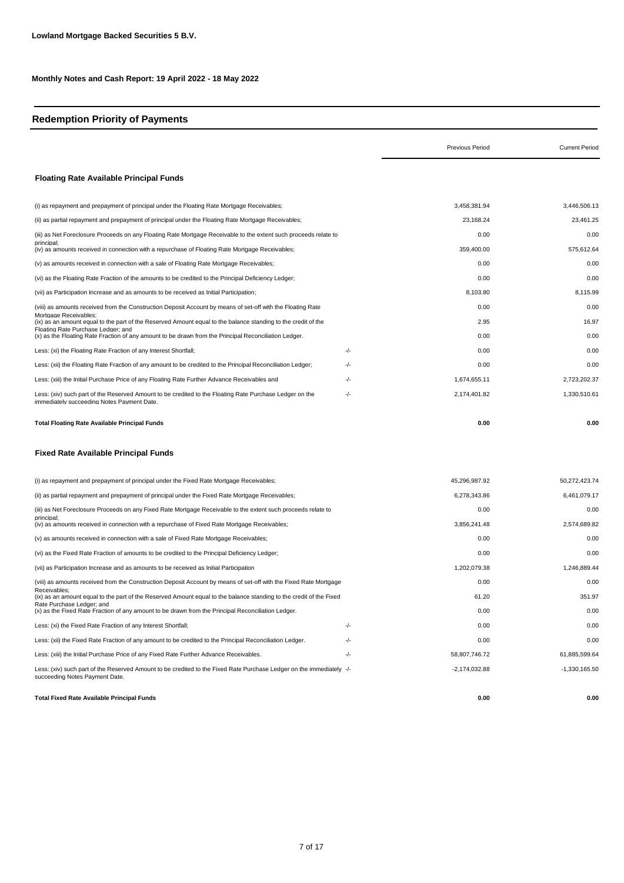**Lowland Mortgage Backed Securities 5 B.V.**

**Monthly Notes and Cash Report: 19 April 2022 - 18 May 2022**

## Redemption Priority of Payments

| | | Previous Period | Current Period |
|---|---|---|---|
| **Floating Rate Available Principal Funds** | | | |
| (i) as repayment and prepayment of principal under the Floating Rate Mortgage Receivables; | | 3,458,381.94 | 3,446,506.13 |
| (ii) as partial repayment and prepayment of principal under the Floating Rate Mortgage Receivables; | | 23,168.24 | 23,461.25 |
| (iii) as Net Foreclosure Proceeds on any Floating Rate Mortgage Receivable to the extent such proceeds relate to principal; | | 0.00 | 0.00 |
| (iv) as amounts received in connection with a repurchase of Floating Rate Mortgage Receivables; | | 359,400.00 | 575,612.64 |
| (v) as amounts received in connection with a sale of Floating Rate Mortgage Receivables; | | 0.00 | 0.00 |
| (vi) as the Floating Rate Fraction of the amounts to be credited to the Principal Deficiency Ledger; | | 0.00 | 0.00 |
| (vii) as Participation Increase and as amounts to be received as Initial Participation; | | 8,103.80 | 8,115.99 |
| (viii) as amounts received from the Construction Deposit Account by means of set-off with the Floating Rate Mortgage Receivables; | | 0.00 | 0.00 |
| (ix) as an amount equal to the part of the Reserved Amount equal to the balance standing to the credit of the Floating Rate Purchase Ledger; and | | 2.95 | 16.97 |
| (x) as the Floating Rate Fraction of any amount to be drawn from the Principal Reconciliation Ledger. | | 0.00 | 0.00 |
| Less: (xi) the Floating Rate Fraction of any Interest Shortfall; | -/- | 0.00 | 0.00 |
| Less: (xii) the Floating Rate Fraction of any amount to be credited to the Principal Reconciliation Ledger; | -/- | 0.00 | 0.00 |
| Less: (xiii) the Initial Purchase Price of any Floating Rate Further Advance Receivables and | -/- | 1,674,655.11 | 2,723,202.37 |
| Less: (xiv) such part of the Reserved Amount to be credited to the Floating Rate Purchase Ledger on the immediately succeeding Notes Payment Date. | -/- | 2,174,401.82 | 1,330,510.61 |
| **Total Floating Rate Available Principal Funds** | | **0.00** | **0.00** |
| **Fixed Rate Available Principal Funds** | | | |
| (i) as repayment and prepayment of principal under the Fixed Rate Mortgage Receivables; | | 45,296,987.92 | 50,272,423.74 |
| (ii) as partial repayment and prepayment of principal under the Fixed Rate Mortgage Receivables; | | 6,278,343.86 | 6,461,079.17 |
| (iii) as Net Foreclosure Proceeds on any Fixed Rate Mortgage Receivable to the extent such proceeds relate to principal; | | 0.00 | 0.00 |
| (iv) as amounts received in connection with a repurchase of Fixed Rate Mortgage Receivables; | | 3,856,241.48 | 2,574,689.82 |
| (v) as amounts received in connection with a sale of Fixed Rate Mortgage Receivables; | | 0.00 | 0.00 |
| (vi) as the Fixed Rate Fraction of amounts to be credited to the Principal Deficiency Ledger; | | 0.00 | 0.00 |
| (vii) as Participation Increase and as amounts to be received as Initial Participation | | 1,202,079.38 | 1,246,889.44 |
| (viii) as amounts received from the Construction Deposit Account by means of set-off with the Fixed Rate Mortgage Receivables; | | 0.00 | 0.00 |
| (ix) as an amount equal to the part of the Reserved Amount equal to the balance standing to the credit of the Fixed Rate Purchase Ledger; and | | 61.20 | 351.97 |
| (x) as the Fixed Rate Fraction of any amount to be drawn from the Principal Reconciliation Ledger. | | 0.00 | 0.00 |
| Less: (xi) the Fixed Rate Fraction of any Interest Shortfall; | -/- | 0.00 | 0.00 |
| Less: (xii) the Fixed Rate Fraction of any amount to be credited to the Principal Reconciliation Ledger. | -/- | 0.00 | 0.00 |
| Less: (xiii) the Initial Purchase Price of any Fixed Rate Further Advance Receivables. | -/- | 58,807,746.72 | 61,885,599.64 |
| Less: (xiv) such part of the Reserved Amount to be credited to the Fixed Rate Purchase Ledger on the immediately succeeding Notes Payment Date. | -/- | -2,174,032.88 | -1,330,165.50 |
| **Total Fixed Rate Available Principal Funds** | | **0.00** | **0.00** |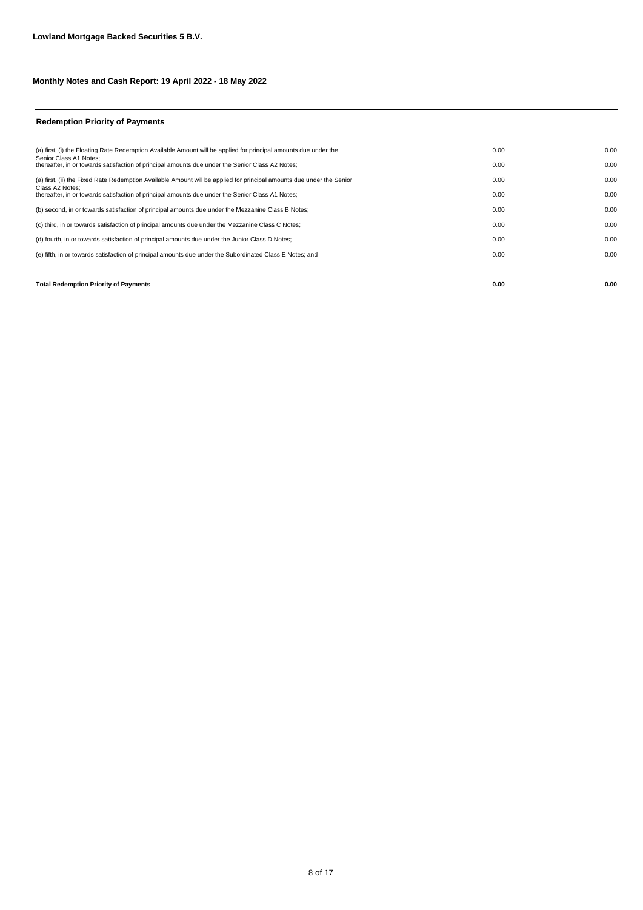**Lowland Mortgage Backed Securities 5 B.V.**

**Monthly Notes and Cash Report: 19 April 2022 - 18 May 2022**

## Redemption Priority of Payments

| | | |
|---|---|---|
| (a) first, (i) the Floating Rate Redemption Available Amount will be applied for principal amounts due under the Senior Class A1 Notes; | 0.00 | 0.00 |
| thereafter, in or towards satisfaction of principal amounts due under the Senior Class A2 Notes; | 0.00 | 0.00 |
| (a) first, (ii) the Fixed Rate Redemption Available Amount will be applied for principal amounts due under the Senior Class A2 Notes; | 0.00 | 0.00 |
| thereafter, in or towards satisfaction of principal amounts due under the Senior Class A1 Notes; | 0.00 | 0.00 |
| (b) second, in or towards satisfaction of principal amounts due under the Mezzanine Class B Notes; | 0.00 | 0.00 |
| (c) third, in or towards satisfaction of principal amounts due under the Mezzanine Class C Notes; | 0.00 | 0.00 |
| (d) fourth, in or towards satisfaction of principal amounts due under the Junior Class D Notes; | 0.00 | 0.00 |
| (e) fifth, in or towards satisfaction of principal amounts due under the Subordinated Class E Notes; and | 0.00 | 0.00 |
| **Total Redemption Priority of Payments** | **0.00** | **0.00** |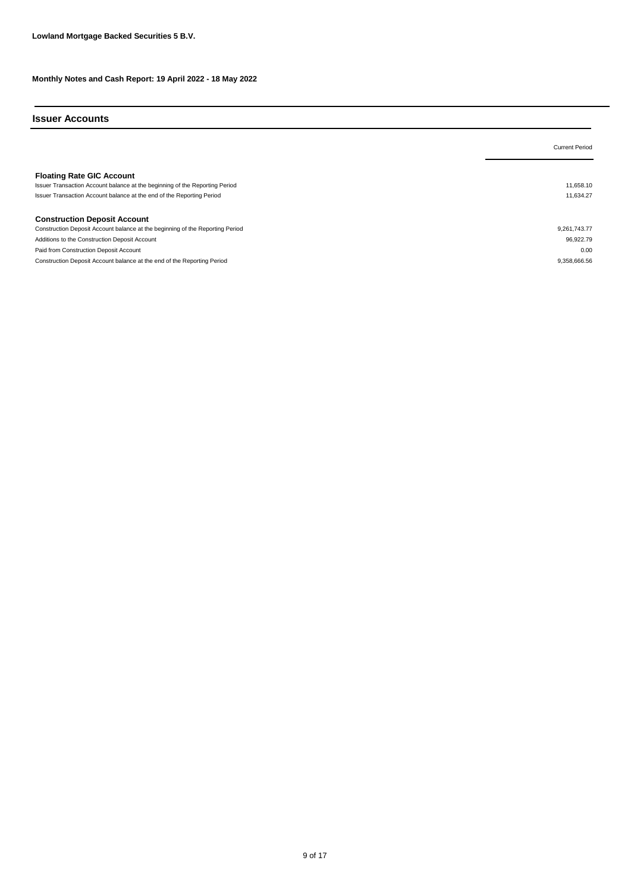**Lowland Mortgage Backed Securities 5 B.V.**

**Monthly Notes and Cash Report: 19 April 2022 - 18 May 2022**

## Issuer Accounts

| | Current Period |
|---|---|
| **Floating Rate GIC Account** | |
| Issuer Transaction Account balance at the beginning of the Reporting Period | 11,658.10 |
| Issuer Transaction Account balance at the end of the Reporting Period | 11,634.27 |
| | |
| **Construction Deposit Account** | |
| Construction Deposit Account balance at the beginning of the Reporting Period | 9,261,743.77 |
| Additions to the Construction Deposit Account | 96,922.79 |
| Paid from Construction Deposit Account | 0.00 |
| Construction Deposit Account balance at the end of the Reporting Period | 9,358,666.56 |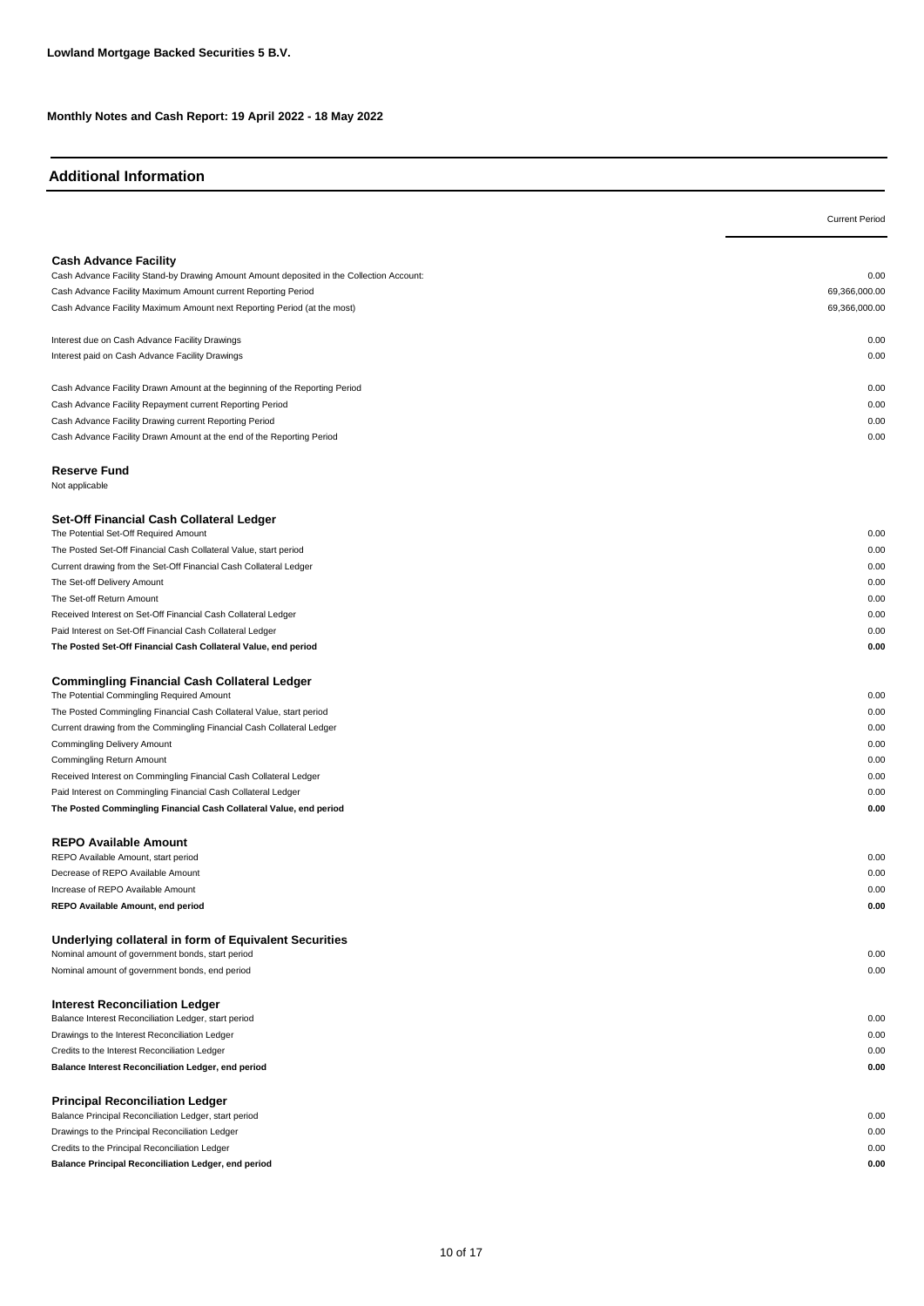**Lowland Mortgage Backed Securities 5 B.V.**

**Monthly Notes and Cash Report: 19 April 2022 - 18 May 2022**

## Additional Information

| | Current Period |
|---|---|
| **Cash Advance Facility** | |
| Cash Advance Facility Stand-by Drawing Amount Amount deposited in the Collection Account: | 0.00 |
| Cash Advance Facility Maximum Amount current Reporting Period | 69,366,000.00 |
| Cash Advance Facility Maximum Amount next Reporting Period (at the most) | 69,366,000.00 |
| | |
| Interest due on Cash Advance Facility Drawings | 0.00 |
| Interest paid on Cash Advance Facility Drawings | 0.00 |
| | |
| Cash Advance Facility Drawn Amount at the beginning of the Reporting Period | 0.00 |
| Cash Advance Facility Repayment current Reporting Period | 0.00 |
| Cash Advance Facility Drawing current Reporting Period | 0.00 |
| Cash Advance Facility Drawn Amount at the end of the Reporting Period | 0.00 |
| | |
| **Reserve Fund** | |
| Not applicable | |
| | |
| **Set-Off Financial Cash Collateral Ledger** | |
| The Potential Set-Off Required Amount | 0.00 |
| The Posted Set-Off Financial Cash Collateral Value, start period | 0.00 |
| Current drawing from the Set-Off Financial Cash Collateral Ledger | 0.00 |
| The Set-off Delivery Amount | 0.00 |
| The Set-off Return Amount | 0.00 |
| Received Interest on Set-Off Financial Cash Collateral Ledger | 0.00 |
| Paid Interest on Set-Off Financial Cash Collateral Ledger | 0.00 |
| **The Posted Set-Off Financial Cash Collateral Value, end period** | **0.00** |
| | |
| **Commingling Financial Cash Collateral Ledger** | |
| The Potential Commingling Required Amount | 0.00 |
| The Posted Commingling Financial Cash Collateral Value, start period | 0.00 |
| Current drawing from the Commingling Financial Cash Collateral Ledger | 0.00 |
| Commingling Delivery Amount | 0.00 |
| Commingling Return Amount | 0.00 |
| Received Interest on Commingling Financial Cash Collateral Ledger | 0.00 |
| Paid Interest on Commingling Financial Cash Collateral Ledger | 0.00 |
| **The Posted Commingling Financial Cash Collateral Value, end period** | **0.00** |
| | |
| **REPO Available Amount** | |
| REPO Available Amount, start period | 0.00 |
| Decrease of REPO Available Amount | 0.00 |
| Increase of REPO Available Amount | 0.00 |
| **REPO Available Amount, end period** | **0.00** |
| | |
| **Underlying collateral in form of Equivalent Securities** | |
| Nominal amount of government bonds, start period | 0.00 |
| Nominal amount of government bonds, end period | 0.00 |
| | |
| **Interest Reconciliation Ledger** | |
| Balance Interest Reconciliation Ledger, start period | 0.00 |
| Drawings to the Interest Reconciliation Ledger | 0.00 |
| Credits to the Interest Reconciliation Ledger | 0.00 |
| **Balance Interest Reconciliation Ledger, end period** | **0.00** |
| | |
| **Principal Reconciliation Ledger** | |
| Balance Principal Reconciliation Ledger, start period | 0.00 |
| Drawings to the Principal Reconciliation Ledger | 0.00 |
| Credits to the Principal Reconciliation Ledger | 0.00 |
| **Balance Principal Reconciliation Ledger, end period** | **0.00** |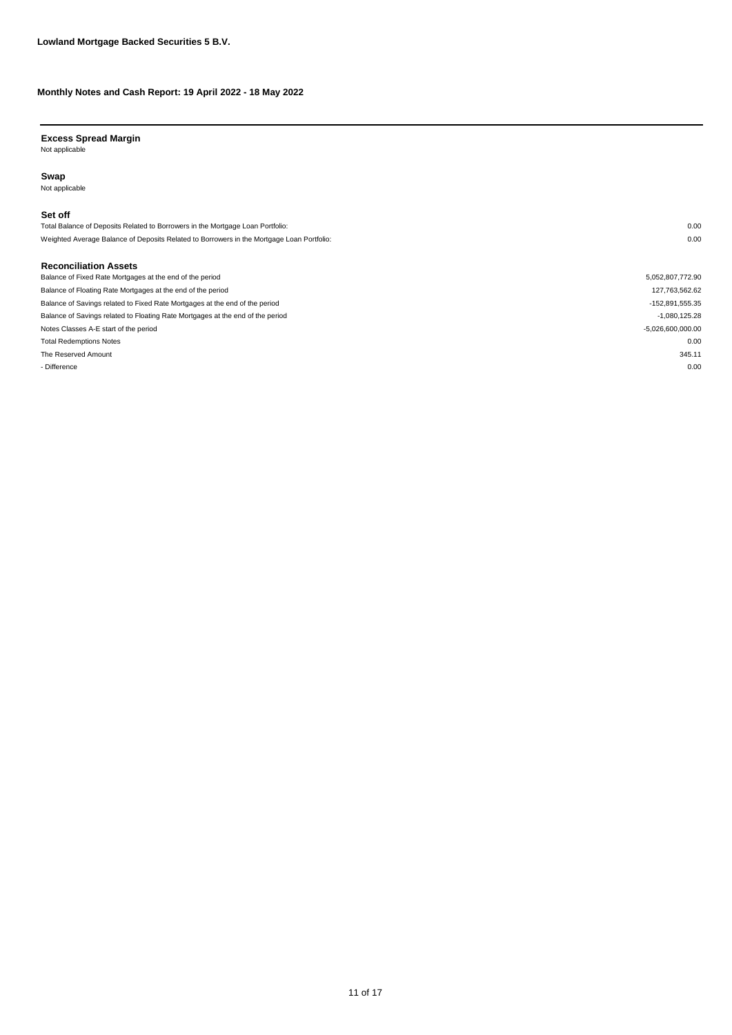**Lowland Mortgage Backed Securities 5 B.V.**

**Monthly Notes and Cash Report: 19 April 2022 - 18 May 2022**

## Excess Spread Margin

Not applicable

## Swap

Not applicable

## Set off

| | |
|---|---|
| Total Balance of Deposits Related to Borrowers in the Mortgage Loan Portfolio: | 0.00 |
| Weighted Average Balance of Deposits Related to Borrowers in the Mortgage Loan Portfolio: | 0.00 |

## Reconciliation Assets

| | |
|---|---|
| Balance of Fixed Rate Mortgages at the end of the period | 5,052,807,772.90 |
| Balance of Floating Rate Mortgages at the end of the period | 127,763,562.62 |
| Balance of Savings related to Fixed Rate Mortgages at the end of the period | -152,891,555.35 |
| Balance of Savings related to Floating Rate Mortgages at the end of the period | -1,080,125.28 |
| Notes Classes A-E start of the period | -5,026,600,000.00 |
| Total Redemptions Notes | 0.00 |
| The Reserved Amount | 345.11 |
| - Difference | 0.00 |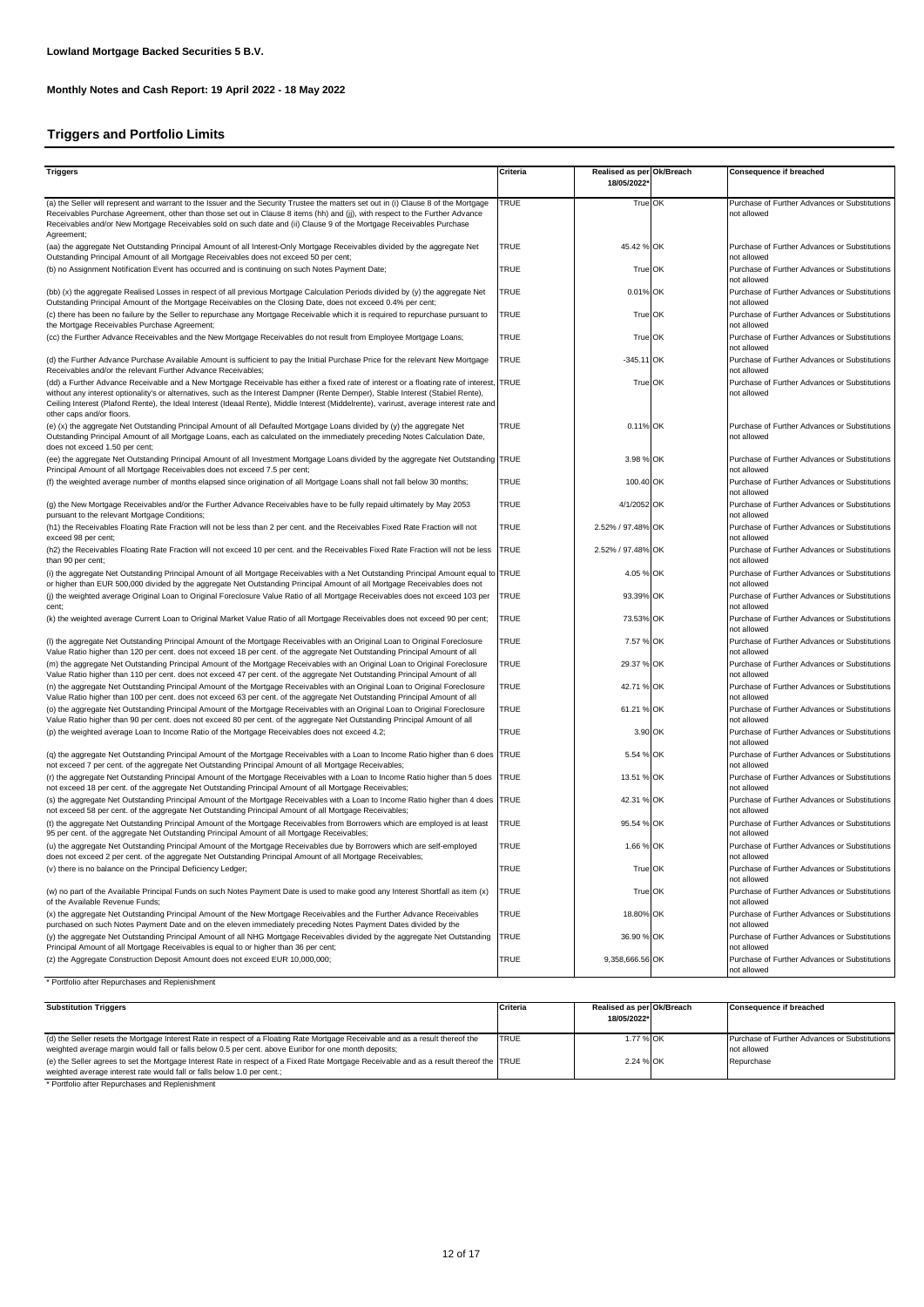**Lowland Mortgage Backed Securities 5 B.V.**

**Monthly Notes and Cash Report: 19 April 2022 - 18 May 2022**

## Triggers and Portfolio Limits

| Triggers | Criteria | Realised as per 18/05/2022* | Ok/Breach | Consequence if breached |
|---|---|---|---|---|
| (a) the Seller will represent and warrant to the Issuer and the Security Trustee the matters set out in (i) Clause 8 of the Mortgage Receivables Purchase Agreement, other than those set out in Clause 8 items (hh) and (jj), with respect to the Further Advance Receivables and/or New Mortgage Receivables sold on such date and (ii) Clause 9 of the Mortgage Receivables Purchase Agreement; | TRUE | True | OK | Purchase of Further Advances or Substitutions not allowed |
| (aa) the aggregate Net Outstanding Principal Amount of all Interest-Only Mortgage Receivables divided by the aggregate Net Outstanding Principal Amount of all Mortgage Receivables does not exceed 50 per cent; | TRUE | 45.42 % | OK | Purchase of Further Advances or Substitutions not allowed |
| (b) no Assignment Notification Event has occurred and is continuing on such Notes Payment Date; | TRUE | True | OK | Purchase of Further Advances or Substitutions not allowed |
| (bb) (x) the aggregate Realised Losses in respect of all previous Mortgage Calculation Periods divided by (y) the aggregate Net Outstanding Principal Amount of the Mortgage Receivables on the Closing Date, does not exceed 0.4% per cent; | TRUE | 0.01% | OK | Purchase of Further Advances or Substitutions not allowed |
| (c) there has been no failure by the Seller to repurchase any Mortgage Receivable which it is required to repurchase pursuant to the Mortgage Receivables Purchase Agreement; | TRUE | True | OK | Purchase of Further Advances or Substitutions not allowed |
| (cc) the Further Advance Receivables and the New Mortgage Receivables do not result from Employee Mortgage Loans; | TRUE | True | OK | Purchase of Further Advances or Substitutions not allowed |
| (d) the Further Advance Purchase Available Amount is sufficient to pay the Initial Purchase Price for the relevant New Mortgage Receivables and/or the relevant Further Advance Receivables; | TRUE | -345.11 | OK | Purchase of Further Advances or Substitutions not allowed |
| (dd) a Further Advance Receivable and a New Mortgage Receivable has either a fixed rate of interest or a floating rate of interest, without any interest optionality's or alternatives, such as the Interest Dampner (Rente Demper), Stable Interest (Stabiel Rente), Ceiling Interest (Plafond Rente), the Ideal Interest (Ideaal Rente), Middle Interest (Middelrente), varirust, average interest rate and other caps and/or floors. | TRUE | True | OK | Purchase of Further Advances or Substitutions not allowed |
| (e) (x) the aggregate Net Outstanding Principal Amount of all Defaulted Mortgage Loans divided by (y) the aggregate Net Outstanding Principal Amount of all Mortgage Loans, each as calculated on the immediately preceding Notes Calculation Date, does not exceed 1.50 per cent; | TRUE | 0.11% | OK | Purchase of Further Advances or Substitutions not allowed |
| (ee) the aggregate Net Outstanding Principal Amount of all Investment Mortgage Loans divided by the aggregate Net Outstanding Principal Amount of all Mortgage Receivables does not exceed 7.5 per cent; | TRUE | 3.98 % | OK | Purchase of Further Advances or Substitutions not allowed |
| (f) the weighted average number of months elapsed since origination of all Mortgage Loans shall not fall below 30 months; | TRUE | 100.40 | OK | Purchase of Further Advances or Substitutions not allowed |
| (g) the New Mortgage Receivables and/or the Further Advance Receivables have to be fully repaid ultimately by May 2053 pursuant to the relevant Mortgage Conditions; | TRUE | 4/1/2052 | OK | Purchase of Further Advances or Substitutions not allowed |
| (h1) the Receivables Floating Rate Fraction will not be less than 2 per cent. and the Receivables Fixed Rate Fraction will not exceed 98 per cent; | TRUE | 2.52% / 97.48% | OK | Purchase of Further Advances or Substitutions not allowed |
| (h2) the Receivables Floating Rate Fraction will not exceed 10 per cent. and the Receivables Fixed Rate Fraction will not be less than 90 per cent; | TRUE | 2.52% / 97.48% | OK | Purchase of Further Advances or Substitutions not allowed |
| (i) the aggregate Net Outstanding Principal Amount of all Mortgage Receivables with a Net Outstanding Principal Amount equal to or higher than EUR 500,000 divided by the aggregate Net Outstanding Principal Amount of all Mortgage Receivables does not | TRUE | 4.05 % | OK | Purchase of Further Advances or Substitutions not allowed |
| (j) the weighted average Original Loan to Original Foreclosure Value Ratio of all Mortgage Receivables does not exceed 103 per cent; | TRUE | 93.39% | OK | Purchase of Further Advances or Substitutions not allowed |
| (k) the weighted average Current Loan to Original Market Value Ratio of all Mortgage Receivables does not exceed 90 per cent; | TRUE | 73.53% | OK | Purchase of Further Advances or Substitutions not allowed |
| (l) the aggregate Net Outstanding Principal Amount of the Mortgage Receivables with an Original Loan to Original Foreclosure Value Ratio higher than 120 per cent. does not exceed 18 per cent. of the aggregate Net Outstanding Principal Amount of all | TRUE | 7.57 % | OK | Purchase of Further Advances or Substitutions not allowed |
| (m) the aggregate Net Outstanding Principal Amount of the Mortgage Receivables with an Original Loan to Original Foreclosure Value Ratio higher than 110 per cent. does not exceed 47 per cent. of the aggregate Net Outstanding Principal Amount of all | TRUE | 29.37 % | OK | Purchase of Further Advances or Substitutions not allowed |
| (n) the aggregate Net Outstanding Principal Amount of the Mortgage Receivables with an Original Loan to Original Foreclosure Value Ratio higher than 100 per cent. does not exceed 63 per cent. of the aggregate Net Outstanding Principal Amount of all | TRUE | 42.71 % | OK | Purchase of Further Advances or Substitutions not allowed |
| (o) the aggregate Net Outstanding Principal Amount of the Mortgage Receivables with an Original Loan to Original Foreclosure Value Ratio higher than 90 per cent. does not exceed 80 per cent. of the aggregate Net Outstanding Principal Amount of all | TRUE | 61.21 % | OK | Purchase of Further Advances or Substitutions not allowed |
| (p) the weighted average Loan to Income Ratio of the Mortgage Receivables does not exceed 4.2; | TRUE | 3.90 | OK | Purchase of Further Advances or Substitutions not allowed |
| (q) the aggregate Net Outstanding Principal Amount of the Mortgage Receivables with a Loan to Income Ratio higher than 6 does not exceed 7 per cent. of the aggregate Net Outstanding Principal Amount of all Mortgage Receivables; | TRUE | 5.54 % | OK | Purchase of Further Advances or Substitutions not allowed |
| (r) the aggregate Net Outstanding Principal Amount of the Mortgage Receivables with a Loan to Income Ratio higher than 5 does not exceed 18 per cent. of the aggregate Net Outstanding Principal Amount of all Mortgage Receivables; | TRUE | 13.51 % | OK | Purchase of Further Advances or Substitutions not allowed |
| (s) the aggregate Net Outstanding Principal Amount of the Mortgage Receivables with a Loan to Income Ratio higher than 4 does not exceed 58 per cent. of the aggregate Net Outstanding Principal Amount of all Mortgage Receivables; | TRUE | 42.31 % | OK | Purchase of Further Advances or Substitutions not allowed |
| (t) the aggregate Net Outstanding Principal Amount of the Mortgage Receivables from Borrowers which are employed is at least 95 per cent. of the aggregate Net Outstanding Principal Amount of all Mortgage Receivables; | TRUE | 95.54 % | OK | Purchase of Further Advances or Substitutions not allowed |
| (u) the aggregate Net Outstanding Principal Amount of the Mortgage Receivables due by Borrowers which are self-employed does not exceed 2 per cent. of the aggregate Net Outstanding Principal Amount of all Mortgage Receivables; | TRUE | 1.66 % | OK | Purchase of Further Advances or Substitutions not allowed |
| (v) there is no balance on the Principal Deficiency Ledger; | TRUE | True | OK | Purchase of Further Advances or Substitutions not allowed |
| (w) no part of the Available Principal Funds on such Notes Payment Date is used to make good any Interest Shortfall as item (x) of the Available Revenue Funds; | TRUE | True | OK | Purchase of Further Advances or Substitutions not allowed |
| (x) the aggregate Net Outstanding Principal Amount of the New Mortgage Receivables and the Further Advance Receivables purchased on such Notes Payment Date and on the eleven immediately preceding Notes Payment Dates divided by the | TRUE | 18.80% | OK | Purchase of Further Advances or Substitutions not allowed |
| (y) the aggregate Net Outstanding Principal Amount of all NHG Mortgage Receivables divided by the aggregate Net Outstanding Principal Amount of all Mortgage Receivables is equal to or higher than 36 per cent; | TRUE | 36.90 % | OK | Purchase of Further Advances or Substitutions not allowed |
| (z) the Aggregate Construction Deposit Amount does not exceed EUR 10,000,000; | TRUE | 9,358,666.56 | OK | Purchase of Further Advances or Substitutions not allowed |

\* Portfolio after Repurchases and Replenishment

| Substitution Triggers | Criteria | Realised as per 18/05/2022* | Ok/Breach | Consequence if breached |
|---|---|---|---|---|
| (d) the Seller resets the Mortgage Interest Rate in respect of a Floating Rate Mortgage Receivable and as a result thereof the weighted average margin would fall or falls below 0.5 per cent. above Euribor for one month deposits; | TRUE | 1.77 % | OK | Purchase of Further Advances or Substitutions not allowed |
| (e) the Seller agrees to set the Mortgage Interest Rate in respect of a Fixed Rate Mortgage Receivable and as a result thereof the weighted average interest rate would fall or falls below 1.0 per cent.; | TRUE | 2.24 % | OK | Repurchase |

\* Portfolio after Repurchases and Replenishment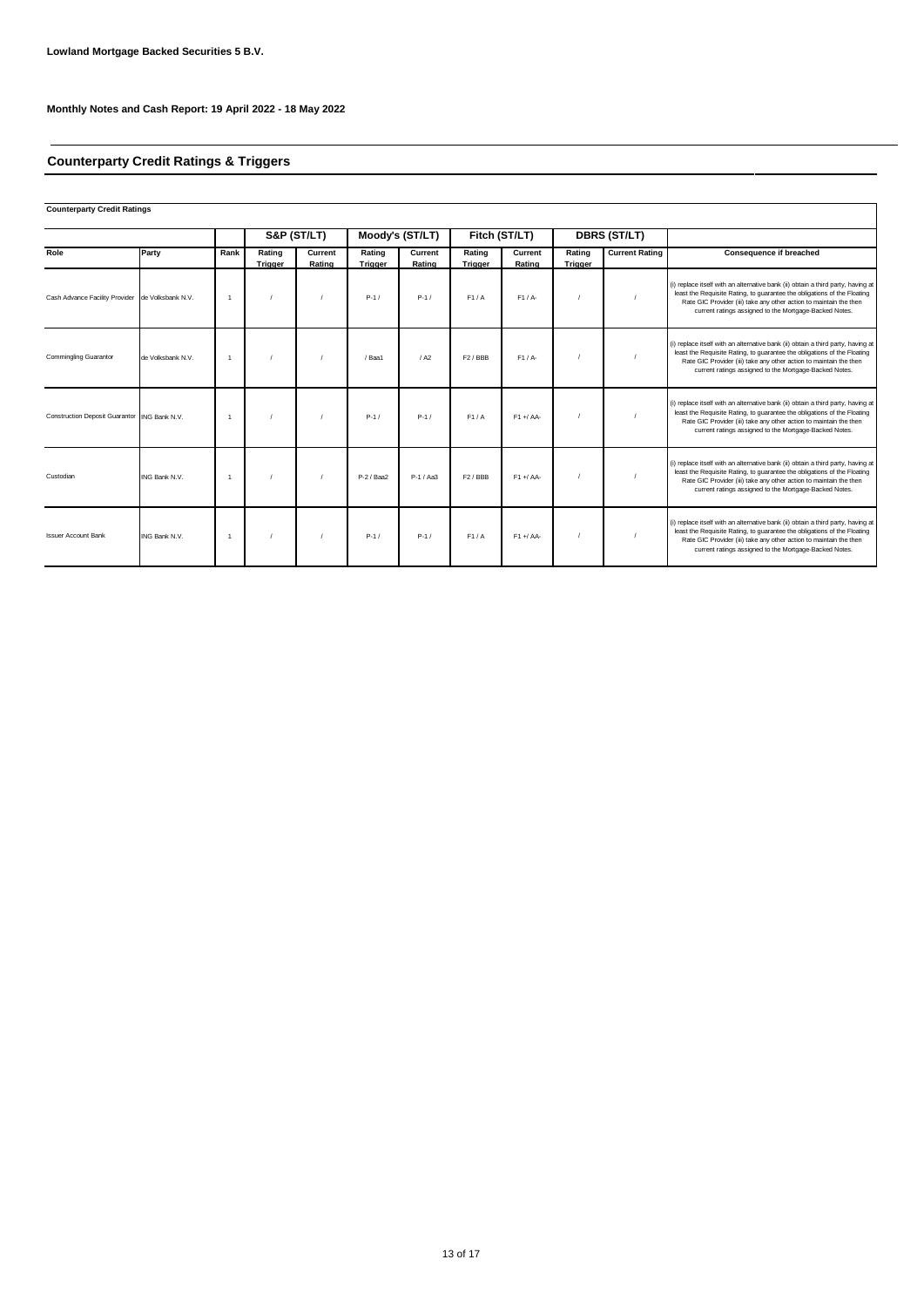**Lowland Mortgage Backed Securities 5 B.V.**

**Monthly Notes and Cash Report: 19 April 2022 - 18 May 2022**

## Counterparty Credit Ratings & Triggers

**Counterparty Credit Ratings**

| | | | S&P (ST/LT) | | Moody's (ST/LT) | | Fitch (ST/LT) | | DBRS (ST/LT) | | |
|---|---|---|---|---|---|---|---|---|---|---|---|
| **Role** | **Party** | **Rank** | **Rating Trigger** | **Current Rating** | **Rating Trigger** | **Current Rating** | **Rating Trigger** | **Current Rating** | **Rating Trigger** | **Current Rating** | **Consequence if breached** |
| Cash Advance Facility Provider | de Volksbank N.V. | 1 | / | / | P-1 / | P-1 / | F1 / A | F1 / A- | / | / | (i) replace itself with an alternative bank (ii) obtain a third party, having at least the Requisite Rating, to guarantee the obligations of the Floating Rate GIC Provider (iii) take any other action to maintain the then current ratings assigned to the Mortgage-Backed Notes. |
| Commingling Guarantor | de Volksbank N.V. | 1 | / | / | / Baa1 | / A2 | F2 / BBB | F1 / A- | / | / | (i) replace itself with an alternative bank (ii) obtain a third party, having at least the Requisite Rating, to guarantee the obligations of the Floating Rate GIC Provider (iii) take any other action to maintain the then current ratings assigned to the Mortgage-Backed Notes. |
| Construction Deposit Guarantor | ING Bank N.V. | 1 | / | / | P-1 / | P-1 / | F1 / A | F1 +/ AA- | / | / | (i) replace itself with an alternative bank (ii) obtain a third party, having at least the Requisite Rating, to guarantee the obligations of the Floating Rate GIC Provider (iii) take any other action to maintain the then current ratings assigned to the Mortgage-Backed Notes. |
| Custodian | ING Bank N.V. | 1 | / | / | P-2 / Baa2 | P-1 / Aa3 | F2 / BBB | F1 +/ AA- | / | / | (i) replace itself with an alternative bank (ii) obtain a third party, having at least the Requisite Rating, to guarantee the obligations of the Floating Rate GIC Provider (iii) take any other action to maintain the then current ratings assigned to the Mortgage-Backed Notes. |
| Issuer Account Bank | ING Bank N.V. | 1 | / | / | P-1 / | P-1 / | F1 / A | F1 +/ AA- | / | / | (i) replace itself with an alternative bank (ii) obtain a third party, having at least the Requisite Rating, to guarantee the obligations of the Floating Rate GIC Provider (iii) take any other action to maintain the then current ratings assigned to the Mortgage-Backed Notes. |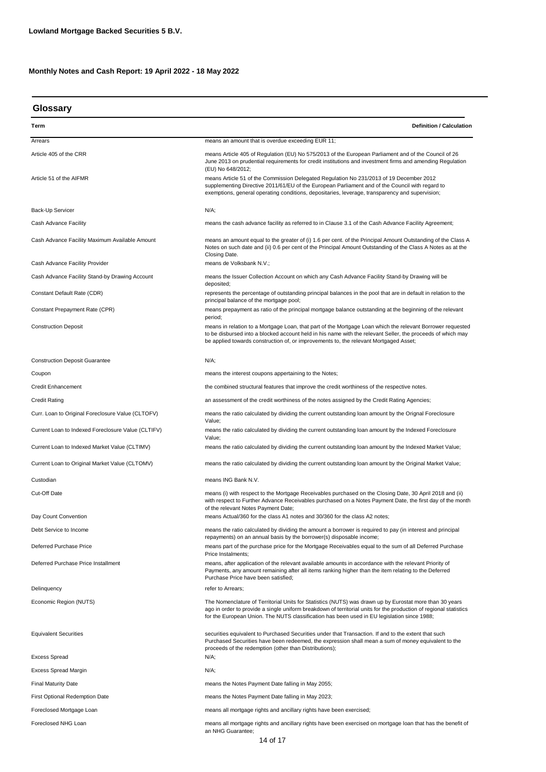**Lowland Mortgage Backed Securities 5 B.V.**

**Monthly Notes and Cash Report: 19 April 2022 - 18 May 2022**

## Glossary

| Term | Definition / Calculation |
|---|---|
| Arrears | means an amount that is overdue exceeding EUR 11; |
| Article 405 of the CRR | means Article 405 of Regulation (EU) No 575/2013 of the European Parliament and of the Council of 26 June 2013 on prudential requirements for credit institutions and investment firms and amending Regulation (EU) No 648/2012; |
| Article 51 of the AIFMR | means Article 51 of the Commission Delegated Regulation No 231/2013 of 19 December 2012 supplementing Directive 2011/61/EU of the European Parliament and of the Council with regard to exemptions, general operating conditions, depositaries, leverage, transparency and supervision; |
| Back-Up Servicer | N/A; |
| Cash Advance Facility | means the cash advance facility as referred to in Clause 3.1 of the Cash Advance Facility Agreement; |
| Cash Advance Facility Maximum Available Amount | means an amount equal to the greater of (i) 1.6 per cent. of the Principal Amount Outstanding of the Class A Notes on such date and (ii) 0.6 per cent of the Principal Amount Outstanding of the Class A Notes as at the Closing Date. |
| Cash Advance Facility Provider | means de Volksbank N.V.; |
| Cash Advance Facility Stand-by Drawing Account | means the Issuer Collection Account on which any Cash Advance Facility Stand-by Drawing will be deposited; |
| Constant Default Rate (CDR) | represents the percentage of outstanding principal balances in the pool that are in default in relation to the principal balance of the mortgage pool; |
| Constant Prepayment Rate (CPR) | means prepayment as ratio of the principal mortgage balance outstanding at the beginning of the relevant period; |
| Construction Deposit | means in relation to a Mortgage Loan, that part of the Mortgage Loan which the relevant Borrower requested to be disbursed into a blocked account held in his name with the relevant Seller, the proceeds of which may be applied towards construction of, or improvements to, the relevant Mortgaged Asset; |
| Construction Deposit Guarantee | N/A; |
| Coupon | means the interest coupons appertaining to the Notes; |
| Credit Enhancement | the combined structural features that improve the credit worthiness of the respective notes. |
| Credit Rating | an assessment of the credit worthiness of the notes assigned by the Credit Rating Agencies; |
| Curr. Loan to Original Foreclosure Value (CLTOFV) | means the ratio calculated by dividing the current outstanding loan amount by the Orignal Foreclosure Value; |
| Current Loan to Indexed Foreclosure Value (CLTIFV) | means the ratio calculated by dividing the current outstanding loan amount by the Indexed Foreclosure Value; |
| Current Loan to Indexed Market Value (CLTIMV) | means the ratio calculated by dividing the current outstanding loan amount by the Indexed Market Value; |
| Current Loan to Original Market Value (CLTOMV) | means the ratio calculated by dividing the current outstanding loan amount by the Original Market Value; |
| Custodian | means ING Bank N.V. |
| Cut-Off Date | means (i) with respect to the Mortgage Receivables purchased on the Closing Date, 30 April 2018 and (ii) with respect to Further Advance Receivables purchased on a Notes Payment Date, the first day of the month of the relevant Notes Payment Date; |
| Day Count Convention | means Actual/360 for the class A1 notes and 30/360 for the class A2 notes; |
| Debt Service to Income | means the ratio calculated by dividing the amount a borrower is required to pay (in interest and principal repayments) on an annual basis by the borrower(s) disposable income; |
| Deferred Purchase Price | means part of the purchase price for the Mortgage Receivables equal to the sum of all Deferred Purchase Price Instalments; |
| Deferred Purchase Price Installment | means, after application of the relevant available amounts in accordance with the relevant Priority of Payments, any amount remaining after all items ranking higher than the item relating to the Deferred Purchase Price have been satisfied; |
| Delinquency | refer to Arrears; |
| Economic Region (NUTS) | The Nomenclature of Territorial Units for Statistics (NUTS) was drawn up by Eurostat more than 30 years ago in order to provide a single uniform breakdown of territorial units for the production of regional statistics for the European Union. The NUTS classification has been used in EU legislation since 1988; |
| Equivalent Securities | securities equivalent to Purchased Securities under that Transaction. If and to the extent that such Purchased Securities have been redeemed, the expression shall mean a sum of money equivalent to the proceeds of the redemption (other than Distributions); |
| Excess Spread | N/A; |
| Excess Spread Margin | N/A; |
| Final Maturity Date | means the Notes Payment Date falling in May 2055; |
| First Optional Redemption Date | means the Notes Payment Date falling in May 2023; |
| Foreclosed Mortgage Loan | means all mortgage rights and ancillary rights have been exercised; |
| Foreclosed NHG Loan | means all mortgage rights and ancillary rights have been exercised on mortgage loan that has the benefit of an NHG Guarantee; |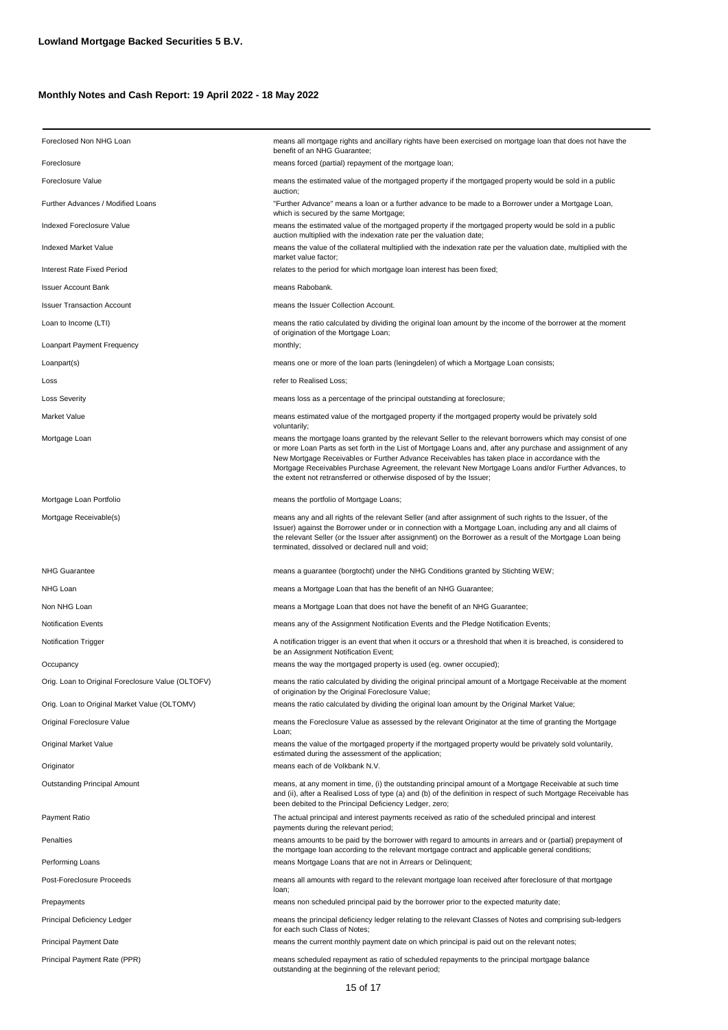**Lowland Mortgage Backed Securities 5 B.V.**

**Monthly Notes and Cash Report: 19 April 2022 - 18 May 2022**

| | |
|---|---|
| Foreclosed Non NHG Loan | means all mortgage rights and ancillary rights have been exercised on mortgage loan that does not have the benefit of an NHG Guarantee; |
| Foreclosure | means forced (partial) repayment of the mortgage loan; |
| Foreclosure Value | means the estimated value of the mortgaged property if the mortgaged property would be sold in a public auction; |
| Further Advances / Modified Loans | "Further Advance" means a loan or a further advance to be made to a Borrower under a Mortgage Loan, which is secured by the same Mortgage; |
| Indexed Foreclosure Value | means the estimated value of the mortgaged property if the mortgaged property would be sold in a public auction multiplied with the indexation rate per the valuation date; |
| Indexed Market Value | means the value of the collateral multiplied with the indexation rate per the valuation date, multiplied with the market value factor; |
| Interest Rate Fixed Period | relates to the period for which mortgage loan interest has been fixed; |
| Issuer Account Bank | means Rabobank. |
| Issuer Transaction Account | means the Issuer Collection Account. |
| Loan to Income (LTI) | means the ratio calculated by dividing the original loan amount by the income of the borrower at the moment of origination of the Mortgage Loan; |
| Loanpart Payment Frequency | monthly; |
| Loanpart(s) | means one or more of the loan parts (leningdelen) of which a Mortgage Loan consists; |
| Loss | refer to Realised Loss; |
| Loss Severity | means loss as a percentage of the principal outstanding at foreclosure; |
| Market Value | means estimated value of the mortgaged property if the mortgaged property would be privately sold voluntarily; |
| Mortgage Loan | means the mortgage loans granted by the relevant Seller to the relevant borrowers which may consist of one or more Loan Parts as set forth in the List of Mortgage Loans and, after any purchase and assignment of any New Mortgage Receivables or Further Advance Receivables has taken place in accordance with the Mortgage Receivables Purchase Agreement, the relevant New Mortgage Loans and/or Further Advances, to the extent not retransferred or otherwise disposed of by the Issuer; |
| Mortgage Loan Portfolio | means the portfolio of Mortgage Loans; |
| Mortgage Receivable(s) | means any and all rights of the relevant Seller (and after assignment of such rights to the Issuer, of the Issuer) against the Borrower under or in connection with a Mortgage Loan, including any and all claims of the relevant Seller (or the Issuer after assignment) on the Borrower as a result of the Mortgage Loan being terminated, dissolved or declared null and void; |
| NHG Guarantee | means a guarantee (borgtocht) under the NHG Conditions granted by Stichting WEW; |
| NHG Loan | means a Mortgage Loan that has the benefit of an NHG Guarantee; |
| Non NHG Loan | means a Mortgage Loan that does not have the benefit of an NHG Guarantee; |
| Notification Events | means any of the Assignment Notification Events and the Pledge Notification Events; |
| Notification Trigger | A notification trigger is an event that when it occurs or a threshold that when it is breached, is considered to be an Assignment Notification Event; |
| Occupancy | means the way the mortgaged property is used (eg. owner occupied); |
| Orig. Loan to Original Foreclosure Value (OLTOFV) | means the ratio calculated by dividing the original principal amount of a Mortgage Receivable at the moment of origination by the Original Foreclosure Value; |
| Orig. Loan to Original Market Value (OLTOMV) | means the ratio calculated by dividing the original loan amount by the Original Market Value; |
| Original Foreclosure Value | means the Foreclosure Value as assessed by the relevant Originator at the time of granting the Mortgage Loan; |
| Original Market Value | means the value of the mortgaged property if the mortgaged property would be privately sold voluntarily, estimated during the assessment of the application; |
| Originator | means each of de Volkbank N.V. |
| Outstanding Principal Amount | means, at any moment in time, (i) the outstanding principal amount of a Mortgage Receivable at such time and (ii), after a Realised Loss of type (a) and (b) of the definition in respect of such Mortgage Receivable has been debited to the Principal Deficiency Ledger, zero; |
| Payment Ratio | The actual principal and interest payments received as ratio of the scheduled principal and interest payments during the relevant period; |
| Penalties | means amounts to be paid by the borrower with regard to amounts in arrears and or (partial) prepayment of the mortgage loan according to the relevant mortgage contract and applicable general conditions; |
| Performing Loans | means Mortgage Loans that are not in Arrears or Delinquent; |
| Post-Foreclosure Proceeds | means all amounts with regard to the relevant mortgage loan received after foreclosure of that mortgage loan; |
| Prepayments | means non scheduled principal paid by the borrower prior to the expected maturity date; |
| Principal Deficiency Ledger | means the principal deficiency ledger relating to the relevant Classes of Notes and comprising sub-ledgers for each such Class of Notes; |
| Principal Payment Date | means the current monthly payment date on which principal is paid out on the relevant notes; |
| Principal Payment Rate (PPR) | means scheduled repayment as ratio of scheduled repayments to the principal mortgage balance outstanding at the beginning of the relevant period; |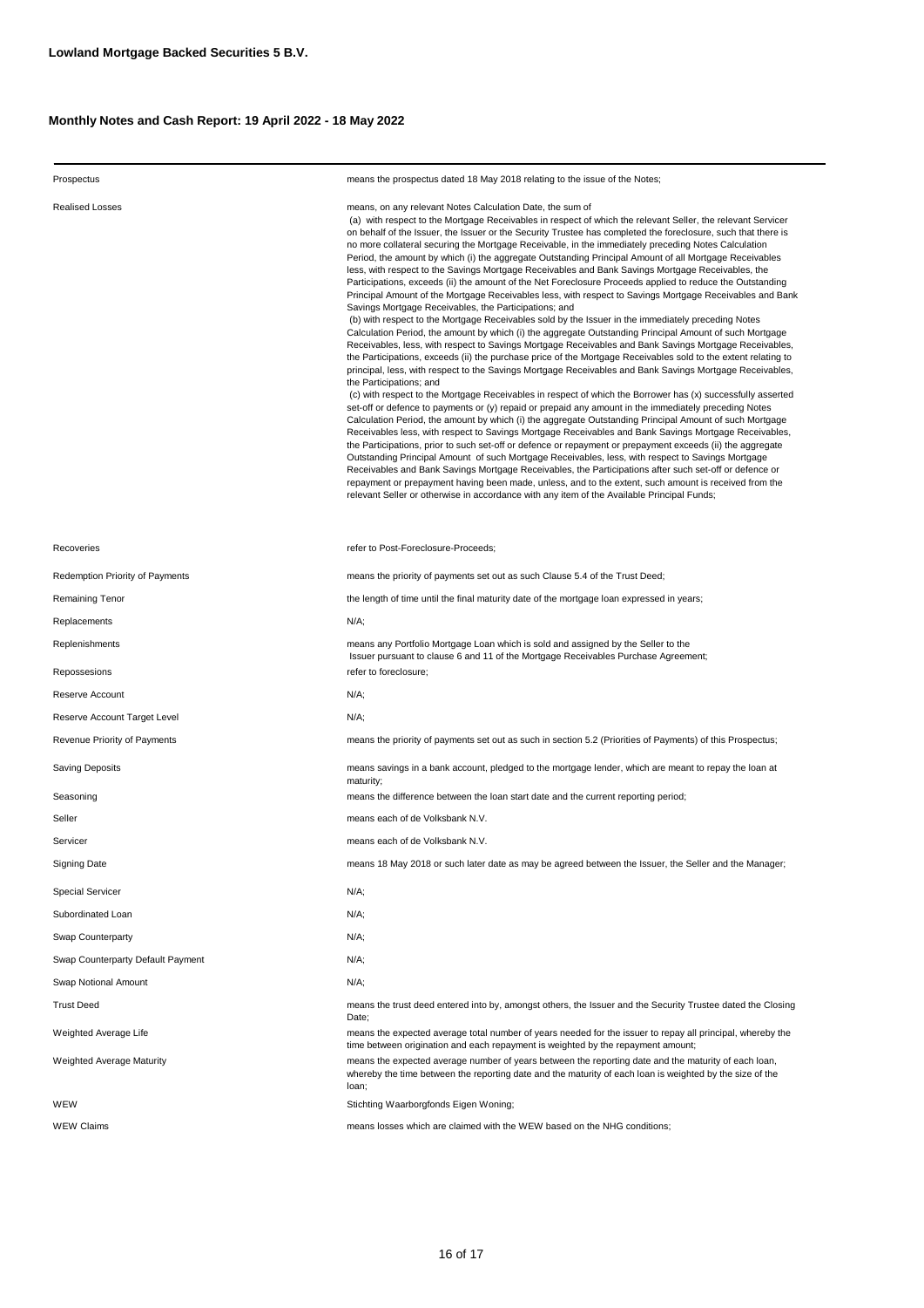**Lowland Mortgage Backed Securities 5 B.V.**

**Monthly Notes and Cash Report: 19 April 2022 - 18 May 2022**

| | |
|---|---|
| Prospectus | means the prospectus dated 18 May 2018 relating to the issue of the Notes; |
| Realised Losses | means, on any relevant Notes Calculation Date, the sum of (a) with respect to the Mortgage Receivables in respect of which the relevant Seller, the relevant Servicer on behalf of the Issuer, the Issuer or the Security Trustee has completed the foreclosure, such that there is no more collateral securing the Mortgage Receivable, in the immediately preceding Notes Calculation Period, the amount by which (i) the aggregate Outstanding Principal Amount of all Mortgage Receivables less, with respect to the Savings Mortgage Receivables and Bank Savings Mortgage Receivables, the Participations, exceeds (ii) the amount of the Net Foreclosure Proceeds applied to reduce the Outstanding Principal Amount of the Mortgage Receivables less, with respect to Savings Mortgage Receivables and Bank Savings Mortgage Receivables, the Participations; and (b) with respect to the Mortgage Receivables sold by the Issuer in the immediately preceding Notes Calculation Period, the amount by which (i) the aggregate Outstanding Principal Amount of such Mortgage Receivables, less, with respect to Savings Mortgage Receivables and Bank Savings Mortgage Receivables, the Participations, exceeds (ii) the purchase price of the Mortgage Receivables sold to the extent relating to principal, less, with respect to the Savings Mortgage Receivables and Bank Savings Mortgage Receivables, the Participations; and (c) with respect to the Mortgage Receivables in respect of which the Borrower has (x) successfully asserted set-off or defence to payments or (y) repaid or prepaid any amount in the immediately preceding Notes Calculation Period, the amount by which (i) the aggregate Outstanding Principal Amount of such Mortgage Receivables less, with respect to Savings Mortgage Receivables and Bank Savings Mortgage Receivables, the Participations, prior to such set-off or defence or repayment or prepayment exceeds (ii) the aggregate Outstanding Principal Amount of such Mortgage Receivables, less, with respect to Savings Mortgage Receivables and Bank Savings Mortgage Receivables, the Participations after such set-off or defence or repayment or prepayment having been made, unless, and to the extent, such amount is received from the relevant Seller or otherwise in accordance with any item of the Available Principal Funds; |
| Recoveries | refer to Post-Foreclosure-Proceeds; |
| Redemption Priority of Payments | means the priority of payments set out as such Clause 5.4 of the Trust Deed; |
| Remaining Tenor | the length of time until the final maturity date of the mortgage loan expressed in years; |
| Replacements | N/A; |
| Replenishments | means any Portfolio Mortgage Loan which is sold and assigned by the Seller to the Issuer pursuant to clause 6 and 11 of the Mortgage Receivables Purchase Agreement; |
| Repossesions | refer to foreclosure; |
| Reserve Account | N/A; |
| Reserve Account Target Level | N/A; |
| Revenue Priority of Payments | means the priority of payments set out as such in section 5.2 (Priorities of Payments) of this Prospectus; |
| Saving Deposits | means savings in a bank account, pledged to the mortgage lender, which are meant to repay the loan at maturity; |
| Seasoning | means the difference between the loan start date and the current reporting period; |
| Seller | means each of de Volksbank N.V. |
| Servicer | means each of de Volksbank N.V. |
| Signing Date | means 18 May 2018 or such later date as may be agreed between the Issuer, the Seller and the Manager; |
| Special Servicer | N/A; |
| Subordinated Loan | N/A; |
| Swap Counterparty | N/A; |
| Swap Counterparty Default Payment | N/A; |
| Swap Notional Amount | N/A; |
| Trust Deed | means the trust deed entered into by, amongst others, the Issuer and the Security Trustee dated the Closing Date; |
| Weighted Average Life | means the expected average total number of years needed for the issuer to repay all principal, whereby the time between origination and each repayment is weighted by the repayment amount; |
| Weighted Average Maturity | means the expected average number of years between the reporting date and the maturity of each loan, whereby the time between the reporting date and the maturity of each loan is weighted by the size of the loan; |
| WEW | Stichting Waarborgfonds Eigen Woning; |
| WEW Claims | means losses which are claimed with the WEW based on the NHG conditions; |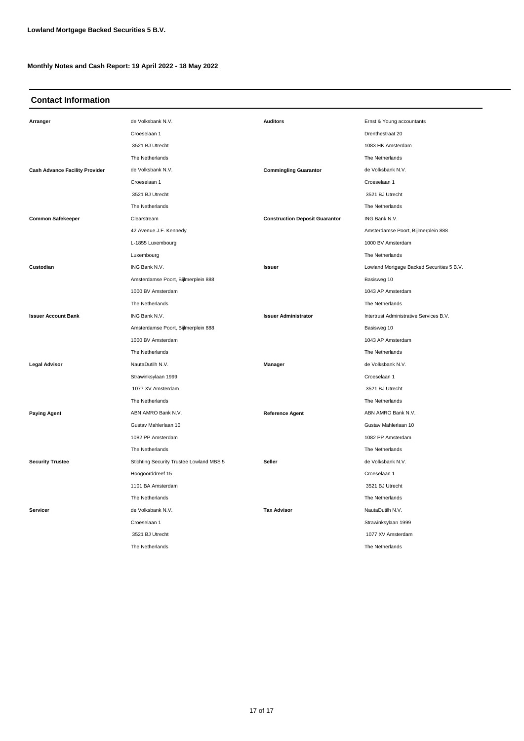**Lowland Mortgage Backed Securities 5 B.V.**

**Monthly Notes and Cash Report: 19 April 2022 - 18 May 2022**

## Contact Information

| | | | |
|---|---|---|---|
| **Arranger** | de Volksbank N.V. | **Auditors** | Ernst & Young accountants |
| | Croeselaan 1 | | Drenthestraat 20 |
| | 3521 BJ Utrecht | | 1083 HK Amsterdam |
| | The Netherlands | | The Netherlands |
| **Cash Advance Facility Provider** | de Volksbank N.V. | **Commingling Guarantor** | de Volksbank N.V. |
| | Croeselaan 1 | | Croeselaan 1 |
| | 3521 BJ Utrecht | | 3521 BJ Utrecht |
| | The Netherlands | | The Netherlands |
| **Common Safekeeper** | Clearstream | **Construction Deposit Guarantor** | ING Bank N.V. |
| | 42 Avenue J.F. Kennedy | | Amsterdamse Poort, Bijlmerplein 888 |
| | L-1855 Luxembourg | | 1000 BV Amsterdam |
| | Luxembourg | | The Netherlands |
| **Custodian** | ING Bank N.V. | **Issuer** | Lowland Mortgage Backed Securities 5 B.V. |
| | Amsterdamse Poort, Bijlmerplein 888 | | Basisweg 10 |
| | 1000 BV Amsterdam | | 1043 AP Amsterdam |
| | The Netherlands | | The Netherlands |
| **Issuer Account Bank** | ING Bank N.V. | **Issuer Administrator** | Intertrust Administrative Services B.V. |
| | Amsterdamse Poort, Bijlmerplein 888 | | Basisweg 10 |
| | 1000 BV Amsterdam | | 1043 AP Amsterdam |
| | The Netherlands | | The Netherlands |
| **Legal Advisor** | NautaDutilh N.V. | **Manager** | de Volksbank N.V. |
| | Strawinksylaan 1999 | | Croeselaan 1 |
| | 1077 XV Amsterdam | | 3521 BJ Utrecht |
| | The Netherlands | | The Netherlands |
| **Paying Agent** | ABN AMRO Bank N.V. | **Reference Agent** | ABN AMRO Bank N.V. |
| | Gustav Mahlerlaan 10 | | Gustav Mahlerlaan 10 |
| | 1082 PP Amsterdam | | 1082 PP Amsterdam |
| | The Netherlands | | The Netherlands |
| **Security Trustee** | Stichting Security Trustee Lowland MBS 5 | **Seller** | de Volksbank N.V. |
| | Hoogoorddreef 15 | | Croeselaan 1 |
| | 1101 BA Amsterdam | | 3521 BJ Utrecht |
| | The Netherlands | | The Netherlands |
| **Servicer** | de Volksbank N.V. | **Tax Advisor** | NautaDutilh N.V. |
| | Croeselaan 1 | | Strawinksylaan 1999 |
| | 3521 BJ Utrecht | | 1077 XV Amsterdam |
| | The Netherlands | | The Netherlands |